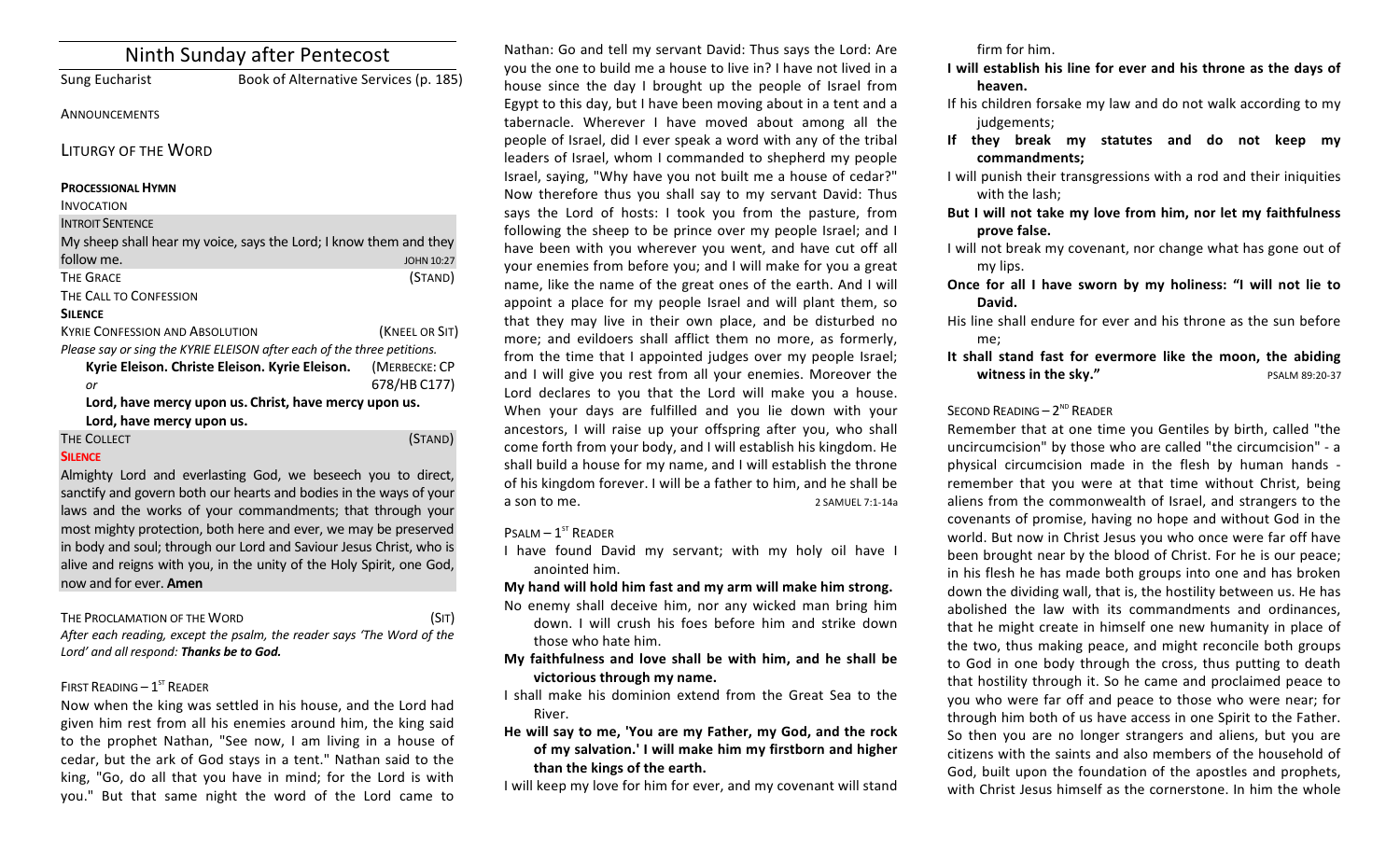# Ninth Sunday after Pentecost

Sung Eucharist — Book of Alternative Services (p. 185)

ANNOUNCEMENTS

## LITURGY OF THE WORD

**PROCESSIONAL HYMN**

INVOCATION

INTROIT SENTENCE

My sheep shall hear my voice, says the Lord; I know them and they follow me. JOHN 10:27

THE GRACE (STAND)

THE CALL TO CONFESSION

**SILENCE**

KYRIE CONFESSION AND ABSOLUTION (KNEEL OR SIT)

*Please say or sing the KYRIE ELEISON after each of the three petitions.*

**Kyrie Eleison. Christe Eleison. Kyrie Eleison.** (MERBECKE: CP 678/HB C177)

*or*

**Lord, have mercy upon us. Christ, have mercy upon us. Lord, have mercy upon us.**

THE COLLECT (STAND)

**SILENCE**

Almighty Lord and everlasting God, we beseech you to direct, sanctify and govern both our hearts and bodies in the ways of your laws and the works of your commandments; that through your most mighty protection, both here and ever, we may be preserved in body and soul; through our Lord and Saviour Jesus Christ, who is alive and reigns with you, in the unity of the Holy Spirit, one God, now and for ever. **Amen**

THE PROCLAMATION OF THE WORD (SIT)

*After each reading, except the psalm, the reader says 'The Word of the Lord' and all respond: **Thanks be to God.***

FIRST READING – 1ST READER

Now when the king was settled in his house, and the Lord had given him rest from all his enemies around him, the king said to the prophet Nathan, "See now, I am living in a house of cedar, but the ark of God stays in a tent." Nathan said to the king, "Go, do all that you have in mind; for the Lord is with you." But that same night the word of the Lord came to Nathan: Go and tell my servant David: Thus says the Lord: Are you the one to build me a house to live in? I have not lived in a house since the day I brought up the people of Israel from Egypt to this day, but I have been moving about in a tent and a tabernacle. Wherever I have moved about among all the people of Israel, did I ever speak a word with any of the tribal leaders of Israel, whom I commanded to shepherd my people Israel, saying, "Why have you not built me a house of cedar?" Now therefore thus you shall say to my servant David: Thus says the Lord of hosts: I took you from the pasture, from following the sheep to be prince over my people Israel; and I have been with you wherever you went, and have cut off all your enemies from before you; and I will make for you a great name, like the name of the great ones of the earth. And I will appoint a place for my people Israel and will plant them, so that they may live in their own place, and be disturbed no more; and evildoers shall afflict them no more, as formerly, from the time that I appointed judges over my people Israel; and I will give you rest from all your enemies. Moreover the Lord declares to you that the Lord will make you a house. When your days are fulfilled and you lie down with your ancestors, I will raise up your offspring after you, who shall come forth from your body, and I will establish his kingdom. He shall build a house for my name, and I will establish the throne of his kingdom forever. I will be a father to him, and he shall be a son to me. 2 SAMUEL 7:1-14a

PSALM – 1ST READER

I have found David my servant; with my holy oil have I anointed him.

**My hand will hold him fast and my arm will make him strong.**

No enemy shall deceive him, nor any wicked man bring him down. I will crush his foes before him and strike down those who hate him.

**My faithfulness and love shall be with him, and he shall be victorious through my name.**

I shall make his dominion extend from the Great Sea to the River.

**He will say to me, 'You are my Father, my God, and the rock of my salvation.' I will make him my firstborn and higher than the kings of the earth.**

I will keep my love for him for ever, and my covenant will stand firm for him.

**I will establish his line for ever and his throne as the days of heaven.**

If his children forsake my law and do not walk according to my judgements;

**If they break my statutes and do not keep my commandments;**

I will punish their transgressions with a rod and their iniquities with the lash;

**But I will not take my love from him, nor let my faithfulness prove false.**

I will not break my covenant, nor change what has gone out of my lips.

**Once for all I have sworn by my holiness: "I will not lie to David.**

His line shall endure for ever and his throne as the sun before me;

**It shall stand fast for evermore like the moon, the abiding witness in the sky."** PSALM 89:20-37

SECOND READING – 2ND READER

Remember that at one time you Gentiles by birth, called "the uncircumcision" by those who are called "the circumcision" - a physical circumcision made in the flesh by human hands - remember that you were at that time without Christ, being aliens from the commonwealth of Israel, and strangers to the covenants of promise, having no hope and without God in the world. But now in Christ Jesus you who once were far off have been brought near by the blood of Christ. For he is our peace; in his flesh he has made both groups into one and has broken down the dividing wall, that is, the hostility between us. He has abolished the law with its commandments and ordinances, that he might create in himself one new humanity in place of the two, thus making peace, and might reconcile both groups to God in one body through the cross, thus putting to death that hostility through it. So he came and proclaimed peace to you who were far off and peace to those who were near; for through him both of us have access in one Spirit to the Father. So then you are no longer strangers and aliens, but you are citizens with the saints and also members of the household of God, built upon the foundation of the apostles and prophets, with Christ Jesus himself as the cornerstone. In him the whole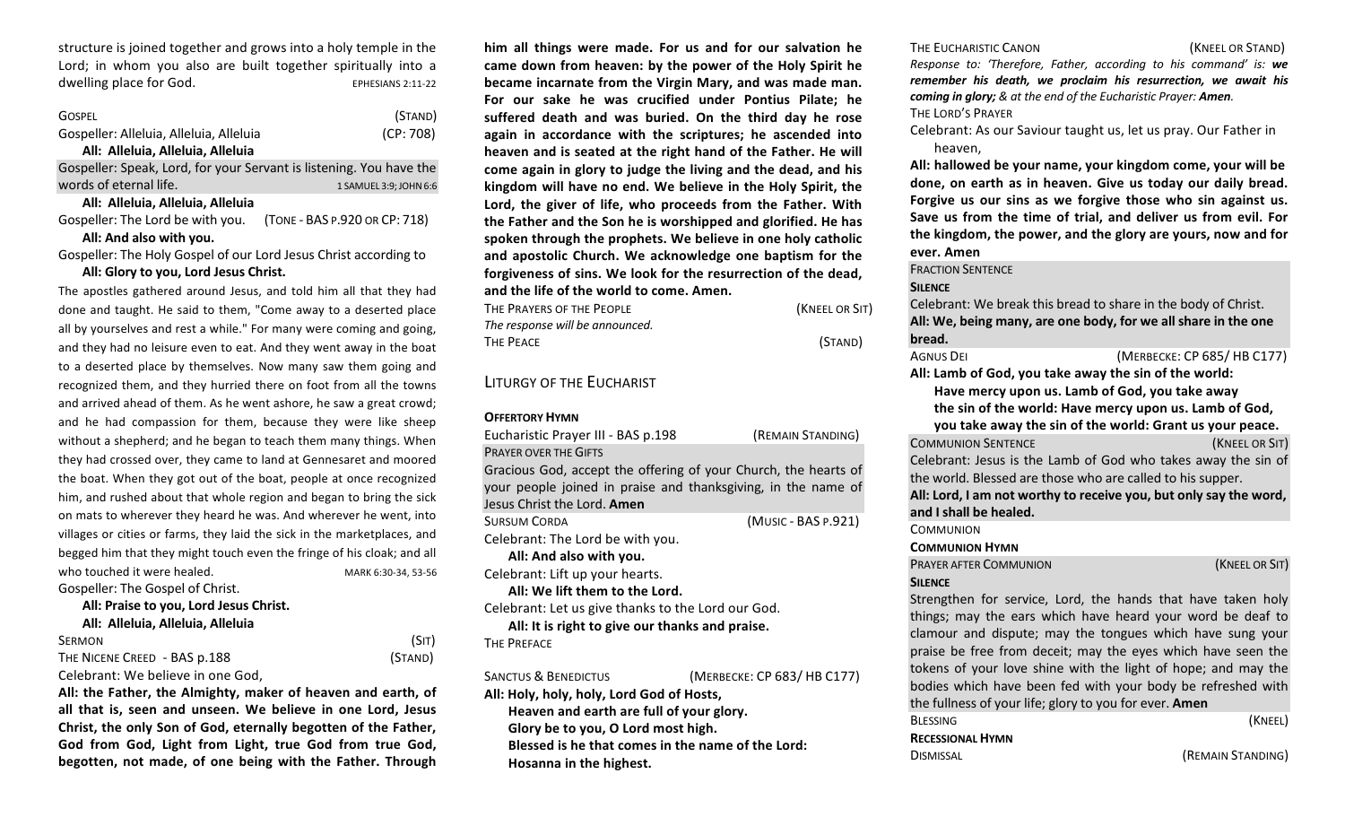structure is joined together and grows into a holy temple in the Lord; in whom you also are built together spiritually into a dwelling place for God. EPHESIANS 2:11-22

GOSPEL (STAND)

Gospeller: Alleluia, Alleluia, Alleluia (CP: 708)

**All: Alleluia, Alleluia, Alleluia**

Gospeller: Speak, Lord, for your Servant is listening. You have the words of eternal life. 1 SAMUEL 3:9; JOHN 6:6

**All: Alleluia, Alleluia, Alleluia**

Gospeller: The Lord be with you. (TONE - BAS P.920 OR CP: 718)

**All: And also with you.**

Gospeller: The Holy Gospel of our Lord Jesus Christ according to

**All: Glory to you, Lord Jesus Christ.**

The apostles gathered around Jesus, and told him all that they had done and taught. He said to them, "Come away to a deserted place all by yourselves and rest a while." For many were coming and going, and they had no leisure even to eat. And they went away in the boat to a deserted place by themselves. Now many saw them going and recognized them, and they hurried there on foot from all the towns and arrived ahead of them. As he went ashore, he saw a great crowd; and he had compassion for them, because they were like sheep without a shepherd; and he began to teach them many things. When they had crossed over, they came to land at Gennesaret and moored the boat. When they got out of the boat, people at once recognized him, and rushed about that whole region and began to bring the sick on mats to wherever they heard he was. And wherever he went, into villages or cities or farms, they laid the sick in the marketplaces, and begged him that they might touch even the fringe of his cloak; and all who touched it were healed. MARK 6:30-34, 53-56

Gospeller: The Gospel of Christ.

**All: Praise to you, Lord Jesus Christ.**

**All: Alleluia, Alleluia, Alleluia**

SERMON (SIT)

THE NICENE CREED - BAS p.188 (STAND)

Celebrant: We believe in one God,

**All: the Father, the Almighty, maker of heaven and earth, of all that is, seen and unseen. We believe in one Lord, Jesus Christ, the only Son of God, eternally begotten of the Father, God from God, Light from Light, true God from true God, begotten, not made, of one being with the Father. Through him all things were made. For us and for our salvation he came down from heaven: by the power of the Holy Spirit he became incarnate from the Virgin Mary, and was made man. For our sake he was crucified under Pontius Pilate; he suffered death and was buried. On the third day he rose again in accordance with the scriptures; he ascended into heaven and is seated at the right hand of the Father. He will come again in glory to judge the living and the dead, and his kingdom will have no end. We believe in the Holy Spirit, the Lord, the giver of life, who proceeds from the Father. With the Father and the Son he is worshipped and glorified. He has spoken through the prophets. We believe in one holy catholic and apostolic Church. We acknowledge one baptism for the forgiveness of sins. We look for the resurrection of the dead, and the life of the world to come. Amen.**

THE PRAYERS OF THE PEOPLE (KNEEL OR SIT)

*The response will be announced.*

THE PEACE (STAND)

## LITURGY OF THE EUCHARIST

**OFFERTORY HYMN**

Eucharistic Prayer III - BAS p.198 (REMAIN STANDING)

PRAYER OVER THE GIFTS

Gracious God, accept the offering of your Church, the hearts of your people joined in praise and thanksgiving, in the name of Jesus Christ the Lord. **Amen**

SURSUM CORDA (MUSIC - BAS P.921)

Celebrant: The Lord be with you.

**All: And also with you.**

Celebrant: Lift up your hearts.

**All: We lift them to the Lord.**

Celebrant: Let us give thanks to the Lord our God.

**All: It is right to give our thanks and praise.**

THE PREFACE

SANCTUS & BENEDICTUS (MERBECKE: CP 683/ HB C177)

**All: Holy, holy, holy, Lord God of Hosts,**
**Heaven and earth are full of your glory.**
**Glory be to you, O Lord most high.**
**Blessed is he that comes in the name of the Lord:**
**Hosanna in the highest.**

THE EUCHARISTIC CANON (KNEEL OR STAND)

*Response to: 'Therefore, Father, according to his command' is:* ***we remember his death, we proclaim his resurrection, we await his coming in glory;*** *& at the end of the Eucharistic Prayer:* ***Amen.***

THE LORD'S PRAYER

Celebrant: As our Saviour taught us, let us pray. Our Father in heaven,

**All: hallowed be your name, your kingdom come, your will be done, on earth as in heaven. Give us today our daily bread. Forgive us our sins as we forgive those who sin against us. Save us from the time of trial, and deliver us from evil. For the kingdom, the power, and the glory are yours, now and for ever. Amen**

FRACTION SENTENCE

**SILENCE**

Celebrant: We break this bread to share in the body of Christ.

**All: We, being many, are one body, for we all share in the one bread.**

AGNUS DEI (MERBECKE: CP 685/ HB C177)

**All: Lamb of God, you take away the sin of the world:**
**Have mercy upon us. Lamb of God, you take away the sin of the world: Have mercy upon us. Lamb of God, you take away the sin of the world: Grant us your peace.**

COMMUNION SENTENCE (KNEEL OR SIT)

Celebrant: Jesus is the Lamb of God who takes away the sin of the world. Blessed are those who are called to his supper.

**All: Lord, I am not worthy to receive you, but only say the word, and I shall be healed.**

COMMUNION

**COMMUNION HYMN**

PRAYER AFTER COMMUNION (KNEEL OR SIT)

**SILENCE**

Strengthen for service, Lord, the hands that have taken holy things; may the ears which have heard your word be deaf to clamour and dispute; may the tongues which have sung your praise be free from deceit; may the eyes which have seen the tokens of your love shine with the light of hope; and may the bodies which have been fed with your body be refreshed with the fullness of your life; glory to you for ever. **Amen**

BLESSING (KNEEL)

**RECESSIONAL HYMN**

DISMISSAL (REMAIN STANDING)